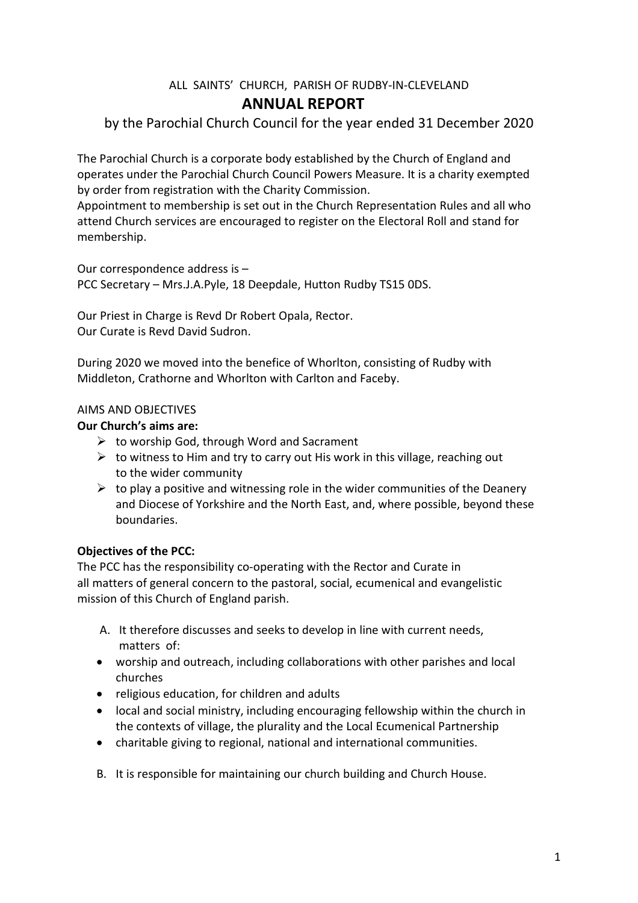ALL SAINTS' CHURCH, PARISH OF RUDBY-IN-CLEVELAND

# ANNUAL REPORT

by the Parochial Church Council for the year ended 31 December 2020

The Parochial Church is a corporate body established by the Church of England and operates under the Parochial Church Council Powers Measure. It is a charity exempted by order from registration with the Charity Commission.
Appointment to membership is set out in the Church Representation Rules and all who attend Church services are encouraged to register on the Electoral Roll and stand for membership.

Our correspondence address is –
PCC Secretary – Mrs.J.A.Pyle, 18 Deepdale, Hutton Rudby TS15 0DS.

Our Priest in Charge is Revd Dr Robert Opala, Rector.
Our Curate is Revd David Sudron.

During 2020 we moved into the benefice of Whorlton, consisting of Rudby with Middleton, Crathorne and Whorlton with Carlton and Faceby.

AIMS AND OBJECTIVES

**Our Church's aims are:**

- to worship God, through Word and Sacrament
- to witness to Him and try to carry out His work in this village, reaching out to the wider community
- to play a positive and witnessing role in the wider communities of the Deanery and Diocese of Yorkshire and the North East, and, where possible, beyond these boundaries.

**Objectives of the PCC:**

The PCC has the responsibility co-operating with the Rector and Curate in all matters of general concern to the pastoral, social, ecumenical and evangelistic mission of this Church of England parish.

A. It therefore discusses and seeks to develop in line with current needs, matters of:

- worship and outreach, including collaborations with other parishes and local churches
- religious education, for children and adults
- local and social ministry, including encouraging fellowship within the church in the contexts of village, the plurality and the Local Ecumenical Partnership
- charitable giving to regional, national and international communities.

B. It is responsible for maintaining our church building and Church House.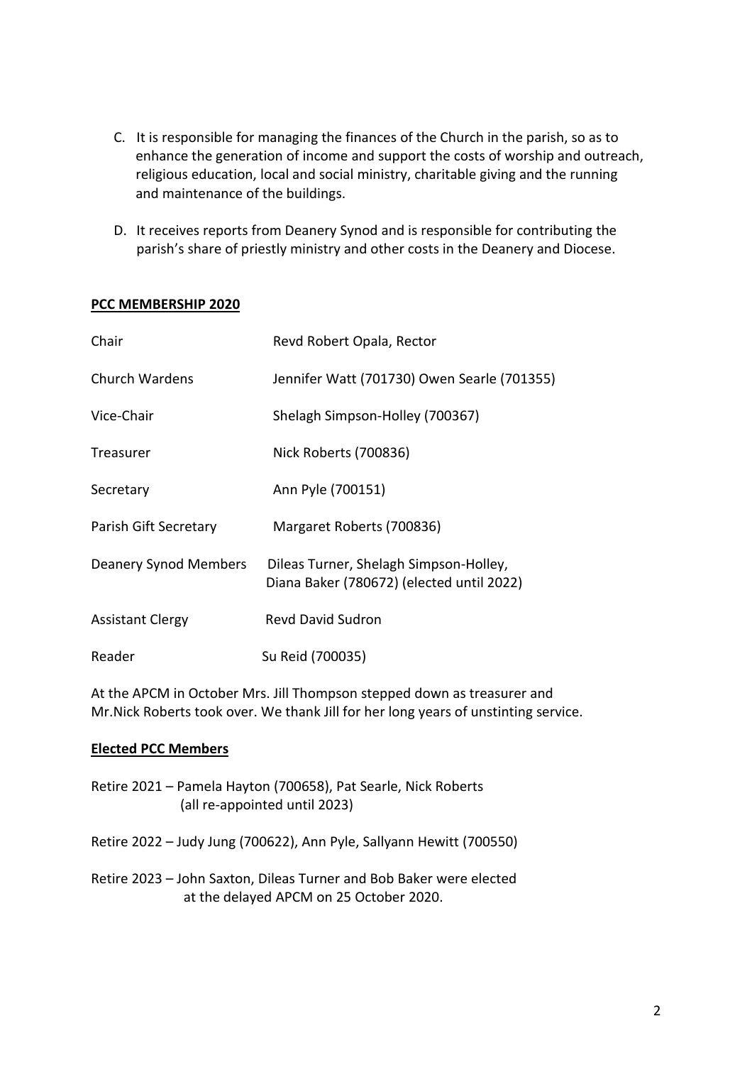C. It is responsible for managing the finances of the Church in the parish, so as to enhance the generation of income and support the costs of worship and outreach, religious education, local and social ministry, charitable giving and the running and maintenance of the buildings.

D. It receives reports from Deanery Synod and is responsible for contributing the parish's share of priestly ministry and other costs in the Deanery and Diocese.

**PCC MEMBERSHIP 2020**

| | |
|---|---|
| Chair | Revd Robert Opala, Rector |
| Church Wardens | Jennifer Watt (701730) Owen Searle (701355) |
| Vice-Chair | Shelagh Simpson-Holley (700367) |
| Treasurer | Nick Roberts (700836) |
| Secretary | Ann Pyle (700151) |
| Parish Gift Secretary | Margaret Roberts (700836) |
| Deanery Synod Members | Dileas Turner, Shelagh Simpson-Holley, Diana Baker (780672) (elected until 2022) |
| Assistant Clergy | Revd David Sudron |
| Reader | Su Reid (700035) |

At the APCM in October Mrs. Jill Thompson stepped down as treasurer and Mr.Nick Roberts took over. We thank Jill for her long years of unstinting service.

**Elected PCC Members**

Retire 2021 – Pamela Hayton (700658), Pat Searle, Nick Roberts (all re-appointed until 2023)

Retire 2022 – Judy Jung (700622), Ann Pyle, Sallyann Hewitt (700550)

Retire 2023 – John Saxton, Dileas Turner and Bob Baker were elected at the delayed APCM on 25 October 2020.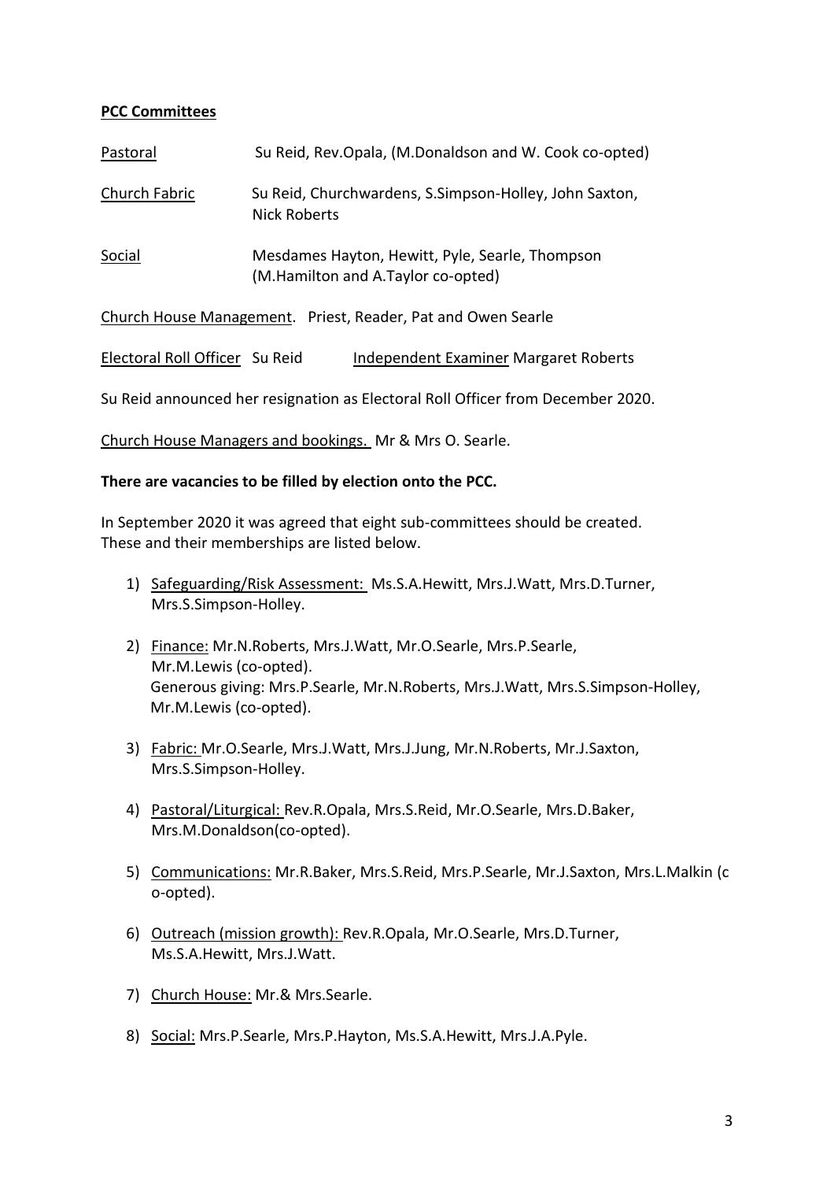**PCC Committees**

Pastoral — Su Reid, Rev.Opala, (M.Donaldson and W. Cook co-opted)

Church Fabric — Su Reid, Churchwardens, S.Simpson-Holley, John Saxton, Nick Roberts

Social — Mesdames Hayton, Hewitt, Pyle, Searle, Thompson (M.Hamilton and A.Taylor co-opted)

Church House Management. Priest, Reader, Pat and Owen Searle

Electoral Roll Officer Su Reid — Independent Examiner Margaret Roberts

Su Reid announced her resignation as Electoral Roll Officer from December 2020.

Church House Managers and bookings. Mr & Mrs O. Searle.

**There are vacancies to be filled by election onto the PCC.**

In September 2020 it was agreed that eight sub-committees should be created. These and their memberships are listed below.

1) Safeguarding/Risk Assessment: Ms.S.A.Hewitt, Mrs.J.Watt, Mrs.D.Turner, Mrs.S.Simpson-Holley.
2) Finance: Mr.N.Roberts, Mrs.J.Watt, Mr.O.Searle, Mrs.P.Searle, Mr.M.Lewis (co-opted).
   Generous giving: Mrs.P.Searle, Mr.N.Roberts, Mrs.J.Watt, Mrs.S.Simpson-Holley, Mr.M.Lewis (co-opted).
3) Fabric: Mr.O.Searle, Mrs.J.Watt, Mrs.J.Jung, Mr.N.Roberts, Mr.J.Saxton, Mrs.S.Simpson-Holley.
4) Pastoral/Liturgical: Rev.R.Opala, Mrs.S.Reid, Mr.O.Searle, Mrs.D.Baker, Mrs.M.Donaldson(co-opted).
5) Communications: Mr.R.Baker, Mrs.S.Reid, Mrs.P.Searle, Mr.J.Saxton, Mrs.L.Malkin (co-opted).
6) Outreach (mission growth): Rev.R.Opala, Mr.O.Searle, Mrs.D.Turner, Ms.S.A.Hewitt, Mrs.J.Watt.
7) Church House: Mr.& Mrs.Searle.
8) Social: Mrs.P.Searle, Mrs.P.Hayton, Ms.S.A.Hewitt, Mrs.J.A.Pyle.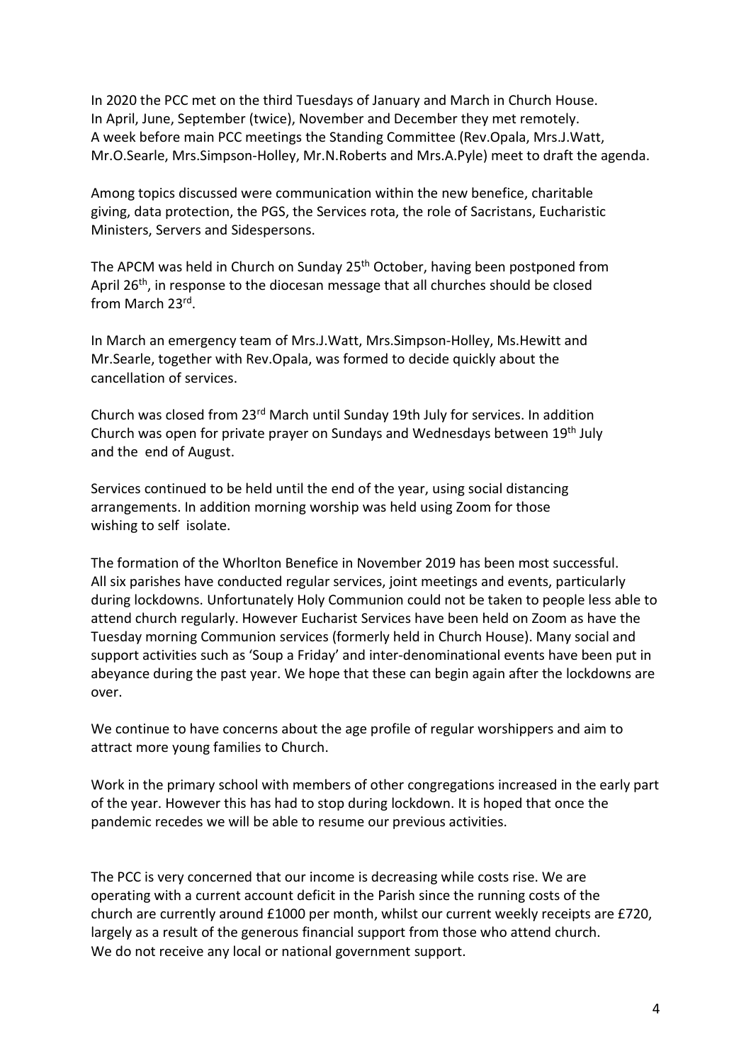In 2020 the PCC met on the third Tuesdays of January and March in Church House. In April, June, September (twice), November and December they met remotely. A week before main PCC meetings the Standing Committee (Rev.Opala, Mrs.J.Watt, Mr.O.Searle, Mrs.Simpson-Holley, Mr.N.Roberts and Mrs.A.Pyle) meet to draft the agenda.

Among topics discussed were communication within the new benefice, charitable giving, data protection, the PGS, the Services rota, the role of Sacristans, Eucharistic Ministers, Servers and Sidespersons.

The APCM was held in Church on Sunday 25th October, having been postponed from April 26th, in response to the diocesan message that all churches should be closed from March 23rd.

In March an emergency team of Mrs.J.Watt, Mrs.Simpson-Holley, Ms.Hewitt and Mr.Searle, together with Rev.Opala, was formed to decide quickly about the cancellation of services.

Church was closed from 23rd March until Sunday 19th July for services. In addition Church was open for private prayer on Sundays and Wednesdays between 19th July and the end of August.

Services continued to be held until the end of the year, using social distancing arrangements. In addition morning worship was held using Zoom for those wishing to self isolate.

The formation of the Whorlton Benefice in November 2019 has been most successful. All six parishes have conducted regular services, joint meetings and events, particularly during lockdowns. Unfortunately Holy Communion could not be taken to people less able to attend church regularly. However Eucharist Services have been held on Zoom as have the Tuesday morning Communion services (formerly held in Church House). Many social and support activities such as 'Soup a Friday' and inter-denominational events have been put in abeyance during the past year. We hope that these can begin again after the lockdowns are over.

We continue to have concerns about the age profile of regular worshippers and aim to attract more young families to Church.

Work in the primary school with members of other congregations increased in the early part of the year. However this has had to stop during lockdown. It is hoped that once the pandemic recedes we will be able to resume our previous activities.

The PCC is very concerned that our income is decreasing while costs rise. We are operating with a current account deficit in the Parish since the running costs of the church are currently around £1000 per month, whilst our current weekly receipts are £720, largely as a result of the generous financial support from those who attend church. We do not receive any local or national government support.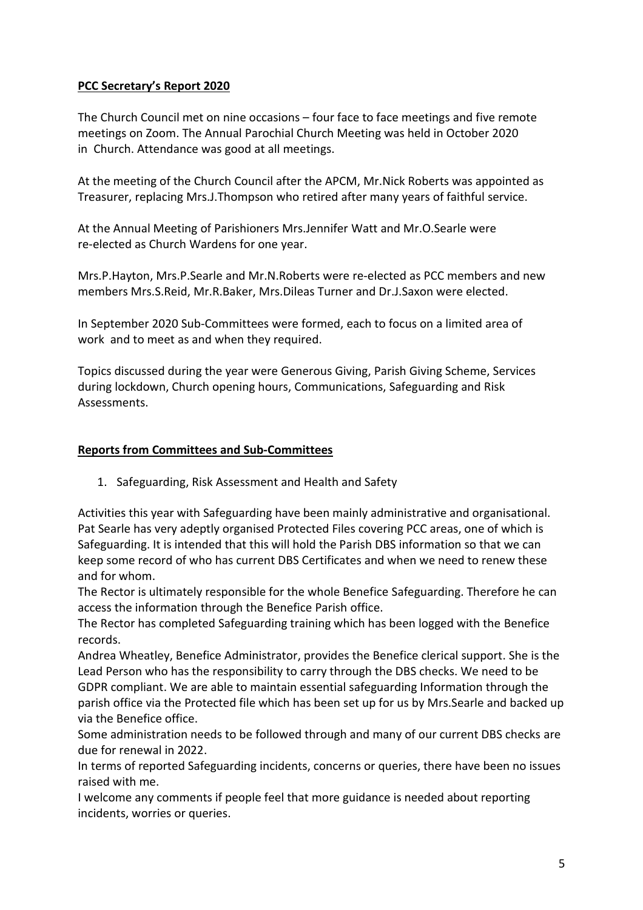**PCC Secretary's Report 2020**

The Church Council met on nine occasions – four face to face meetings and five remote meetings on Zoom. The Annual Parochial Church Meeting was held in October 2020 in Church. Attendance was good at all meetings.

At the meeting of the Church Council after the APCM, Mr.Nick Roberts was appointed as Treasurer, replacing Mrs.J.Thompson who retired after many years of faithful service.

At the Annual Meeting of Parishioners Mrs.Jennifer Watt and Mr.O.Searle were re-elected as Church Wardens for one year.

Mrs.P.Hayton, Mrs.P.Searle and Mr.N.Roberts were re-elected as PCC members and new members Mrs.S.Reid, Mr.R.Baker, Mrs.Dileas Turner and Dr.J.Saxon were elected.

In September 2020 Sub-Committees were formed, each to focus on a limited area of work and to meet as and when they required.

Topics discussed during the year were Generous Giving, Parish Giving Scheme, Services during lockdown, Church opening hours, Communications, Safeguarding and Risk Assessments.

**Reports from Committees and Sub-Committees**

1. Safeguarding, Risk Assessment and Health and Safety

Activities this year with Safeguarding have been mainly administrative and organisational. Pat Searle has very adeptly organised Protected Files covering PCC areas, one of which is Safeguarding. It is intended that this will hold the Parish DBS information so that we can keep some record of who has current DBS Certificates and when we need to renew these and for whom.

The Rector is ultimately responsible for the whole Benefice Safeguarding. Therefore he can access the information through the Benefice Parish office.

The Rector has completed Safeguarding training which has been logged with the Benefice records.

Andrea Wheatley, Benefice Administrator, provides the Benefice clerical support. She is the Lead Person who has the responsibility to carry through the DBS checks. We need to be GDPR compliant. We are able to maintain essential safeguarding Information through the parish office via the Protected file which has been set up for us by Mrs.Searle and backed up via the Benefice office.

Some administration needs to be followed through and many of our current DBS checks are due for renewal in 2022.

In terms of reported Safeguarding incidents, concerns or queries, there have been no issues raised with me.

I welcome any comments if people feel that more guidance is needed about reporting incidents, worries or queries.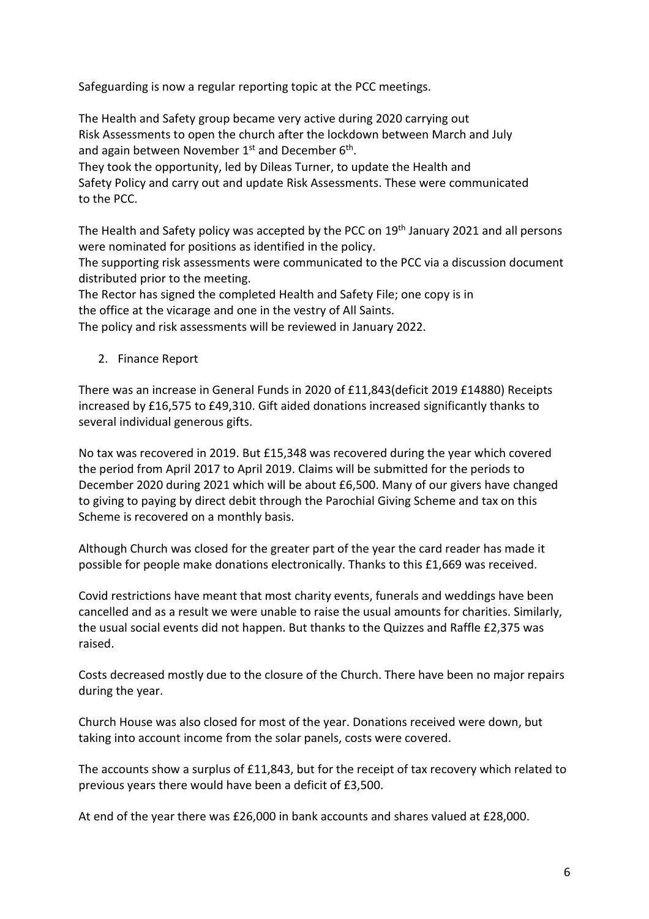Safeguarding is now a regular reporting topic at the PCC meetings.

The Health and Safety group became very active during 2020 carrying out Risk Assessments to open the church after the lockdown between March and July and again between November 1st and December 6th.
They took the opportunity, led by Dileas Turner, to update the Health and Safety Policy and carry out and update Risk Assessments. These were communicated to the PCC.

The Health and Safety policy was accepted by the PCC on 19th January 2021 and all persons were nominated for positions as identified in the policy.
The supporting risk assessments were communicated to the PCC via a discussion document distributed prior to the meeting.
The Rector has signed the completed Health and Safety File; one copy is in the office at the vicarage and one in the vestry of All Saints.
The policy and risk assessments will be reviewed in January 2022.

2. Finance Report

There was an increase in General Funds in 2020 of £11,843(deficit 2019 £14880) Receipts increased by £16,575 to £49,310. Gift aided donations increased significantly thanks to several individual generous gifts.

No tax was recovered in 2019. But £15,348 was recovered during the year which covered the period from April 2017 to April 2019. Claims will be submitted for the periods to December 2020 during 2021 which will be about £6,500. Many of our givers have changed to giving to paying by direct debit through the Parochial Giving Scheme and tax on this Scheme is recovered on a monthly basis.

Although Church was closed for the greater part of the year the card reader has made it possible for people make donations electronically. Thanks to this £1,669 was received.

Covid restrictions have meant that most charity events, funerals and weddings have been cancelled and as a result we were unable to raise the usual amounts for charities. Similarly, the usual social events did not happen. But thanks to the Quizzes and Raffle £2,375 was raised.

Costs decreased mostly due to the closure of the Church. There have been no major repairs during the year.

Church House was also closed for most of the year. Donations received were down, but taking into account income from the solar panels, costs were covered.

The accounts show a surplus of £11,843, but for the receipt of tax recovery which related to previous years there would have been a deficit of £3,500.

At end of the year there was £26,000 in bank accounts and shares valued at £28,000.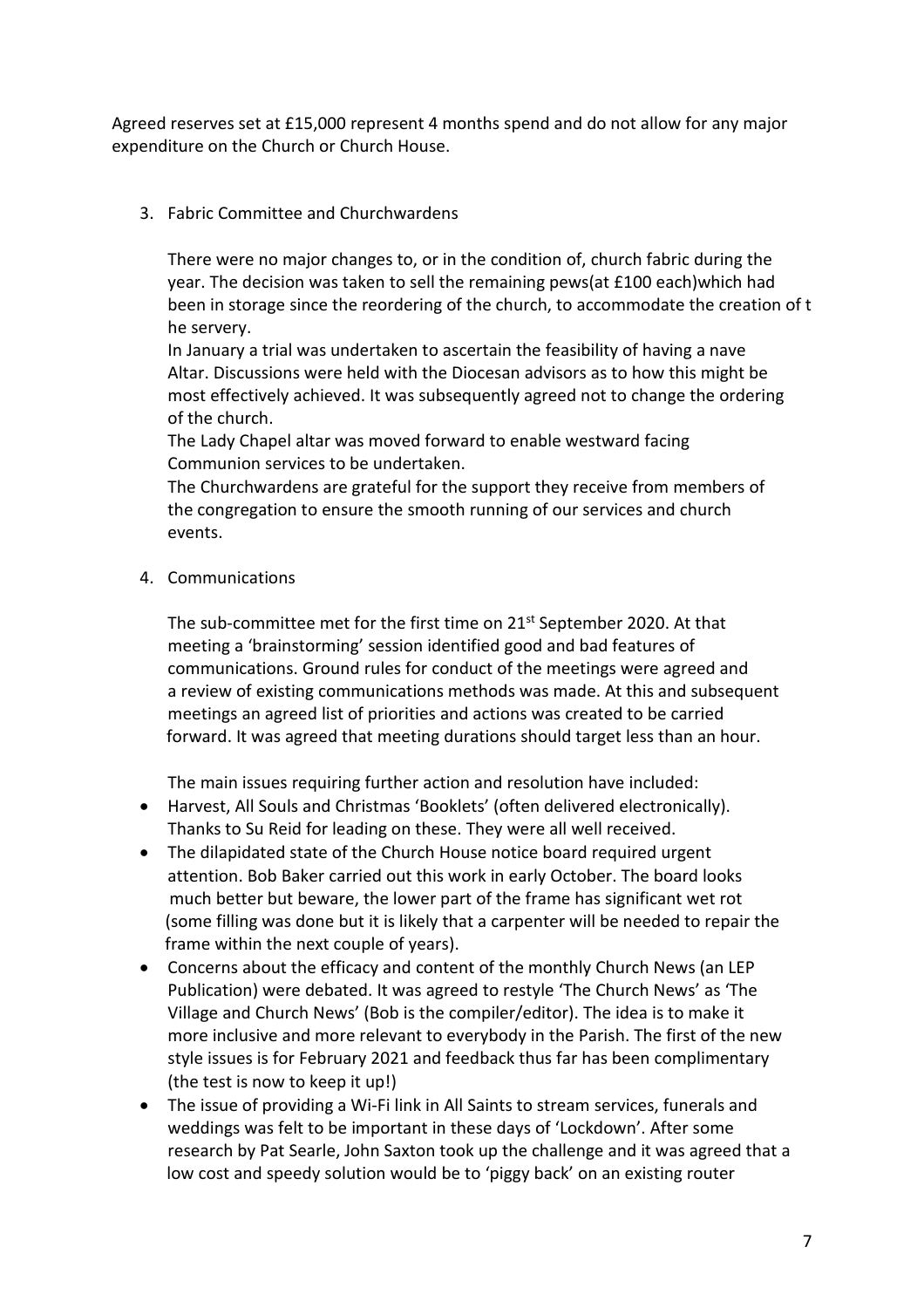Agreed reserves set at £15,000 represent 4 months spend and do not allow for any major expenditure on the Church or Church House.

3. Fabric Committee and Churchwardens

   There were no major changes to, or in the condition of, church fabric during the year. The decision was taken to sell the remaining pews(at £100 each)which had been in storage since the reordering of the church, to accommodate the creation of the servery.

   In January a trial was undertaken to ascertain the feasibility of having a nave Altar. Discussions were held with the Diocesan advisors as to how this might be most effectively achieved. It was subsequently agreed not to change the ordering of the church.

   The Lady Chapel altar was moved forward to enable westward facing Communion services to be undertaken.

   The Churchwardens are grateful for the support they receive from members of the congregation to ensure the smooth running of our services and church events.

4. Communications

   The sub-committee met for the first time on 21st September 2020. At that meeting a 'brainstorming' session identified good and bad features of communications. Ground rules for conduct of the meetings were agreed and a review of existing communications methods was made. At this and subsequent meetings an agreed list of priorities and actions was created to be carried forward. It was agreed that meeting durations should target less than an hour.

   The main issues requiring further action and resolution have included:

- Harvest, All Souls and Christmas 'Booklets' (often delivered electronically). Thanks to Su Reid for leading on these. They were all well received.
- The dilapidated state of the Church House notice board required urgent attention. Bob Baker carried out this work in early October. The board looks much better but beware, the lower part of the frame has significant wet rot (some filling was done but it is likely that a carpenter will be needed to repair the frame within the next couple of years).
- Concerns about the efficacy and content of the monthly Church News (an LEP Publication) were debated. It was agreed to restyle 'The Church News' as 'The Village and Church News' (Bob is the compiler/editor). The idea is to make it more inclusive and more relevant to everybody in the Parish. The first of the new style issues is for February 2021 and feedback thus far has been complimentary (the test is now to keep it up!)
- The issue of providing a Wi-Fi link in All Saints to stream services, funerals and weddings was felt to be important in these days of 'Lockdown'. After some research by Pat Searle, John Saxton took up the challenge and it was agreed that a low cost and speedy solution would be to 'piggy back' on an existing router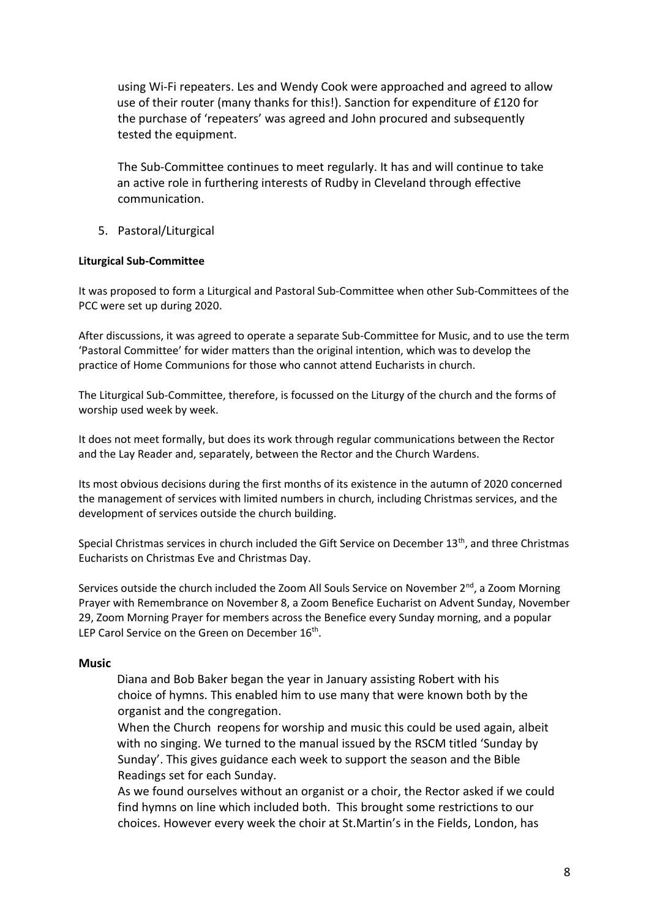using Wi-Fi repeaters. Les and Wendy Cook were approached and agreed to allow use of their router (many thanks for this!). Sanction for expenditure of £120 for the purchase of 'repeaters' was agreed and John procured and subsequently tested the equipment.

The Sub-Committee continues to meet regularly. It has and will continue to take an active role in furthering interests of Rudby in Cleveland through effective communication.

5. Pastoral/Liturgical

**Liturgical Sub-Committee**

It was proposed to form a Liturgical and Pastoral Sub-Committee when other Sub-Committees of the PCC were set up during 2020.

After discussions, it was agreed to operate a separate Sub-Committee for Music, and to use the term 'Pastoral Committee' for wider matters than the original intention, which was to develop the practice of Home Communions for those who cannot attend Eucharists in church.

The Liturgical Sub-Committee, therefore, is focussed on the Liturgy of the church and the forms of worship used week by week.

It does not meet formally, but does its work through regular communications between the Rector and the Lay Reader and, separately, between the Rector and the Church Wardens.

Its most obvious decisions during the first months of its existence in the autumn of 2020 concerned the management of services with limited numbers in church, including Christmas services, and the development of services outside the church building.

Special Christmas services in church included the Gift Service on December 13th, and three Christmas Eucharists on Christmas Eve and Christmas Day.

Services outside the church included the Zoom All Souls Service on November 2nd, a Zoom Morning Prayer with Remembrance on November 8, a Zoom Benefice Eucharist on Advent Sunday, November 29, Zoom Morning Prayer for members across the Benefice every Sunday morning, and a popular LEP Carol Service on the Green on December 16th.

**Music**

Diana and Bob Baker began the year in January assisting Robert with his choice of hymns. This enabled him to use many that were known both by the organist and the congregation.

When the Church reopens for worship and music this could be used again, albeit with no singing. We turned to the manual issued by the RSCM titled 'Sunday by Sunday'. This gives guidance each week to support the season and the Bible Readings set for each Sunday.

As we found ourselves without an organist or a choir, the Rector asked if we could find hymns on line which included both. This brought some restrictions to our choices. However every week the choir at St.Martin's in the Fields, London, has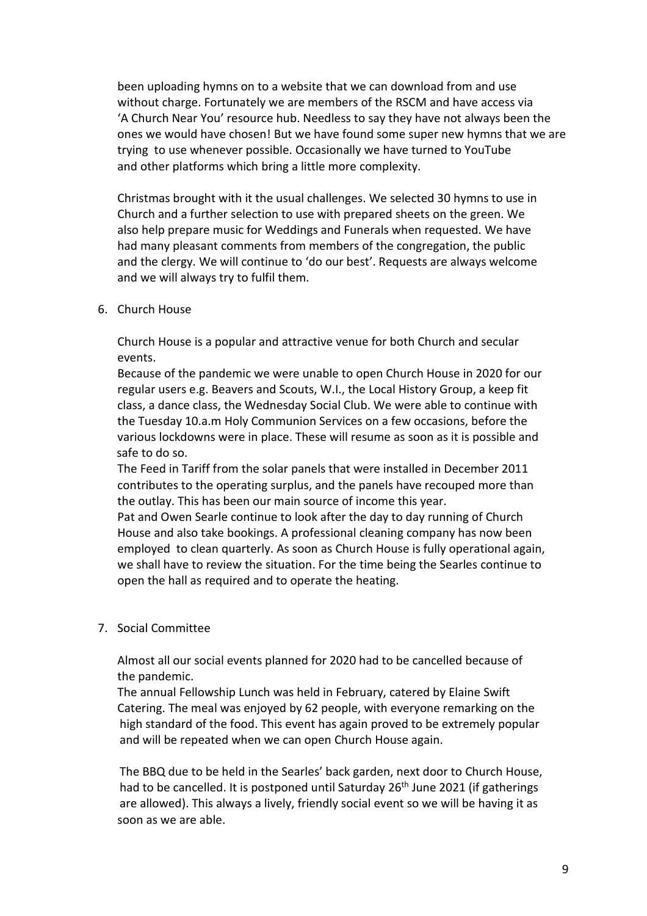been uploading hymns on to a website that we can download from and use without charge. Fortunately we are members of the RSCM and have access via 'A Church Near You' resource hub. Needless to say they have not always been the ones we would have chosen! But we have found some super new hymns that we are trying to use whenever possible. Occasionally we have turned to YouTube and other platforms which bring a little more complexity.

Christmas brought with it the usual challenges. We selected 30 hymns to use in Church and a further selection to use with prepared sheets on the green. We also help prepare music for Weddings and Funerals when requested. We have had many pleasant comments from members of the congregation, the public and the clergy. We will continue to 'do our best'. Requests are always welcome and we will always try to fulfil them.

6. Church House

Church House is a popular and attractive venue for both Church and secular events.

Because of the pandemic we were unable to open Church House in 2020 for our regular users e.g. Beavers and Scouts, W.I., the Local History Group, a keep fit class, a dance class, the Wednesday Social Club. We were able to continue with the Tuesday 10.a.m Holy Communion Services on a few occasions, before the various lockdowns were in place. These will resume as soon as it is possible and safe to do so.

The Feed in Tariff from the solar panels that were installed in December 2011 contributes to the operating surplus, and the panels have recouped more than the outlay. This has been our main source of income this year.

Pat and Owen Searle continue to look after the day to day running of Church House and also take bookings. A professional cleaning company has now been employed to clean quarterly. As soon as Church House is fully operational again, we shall have to review the situation. For the time being the Searles continue to open the hall as required and to operate the heating.

7. Social Committee

Almost all our social events planned for 2020 had to be cancelled because of the pandemic.

The annual Fellowship Lunch was held in February, catered by Elaine Swift Catering. The meal was enjoyed by 62 people, with everyone remarking on the high standard of the food. This event has again proved to be extremely popular and will be repeated when we can open Church House again.

The BBQ due to be held in the Searles' back garden, next door to Church House, had to be cancelled. It is postponed until Saturday 26th June 2021 (if gatherings are allowed). This always a lively, friendly social event so we will be having it as soon as we are able.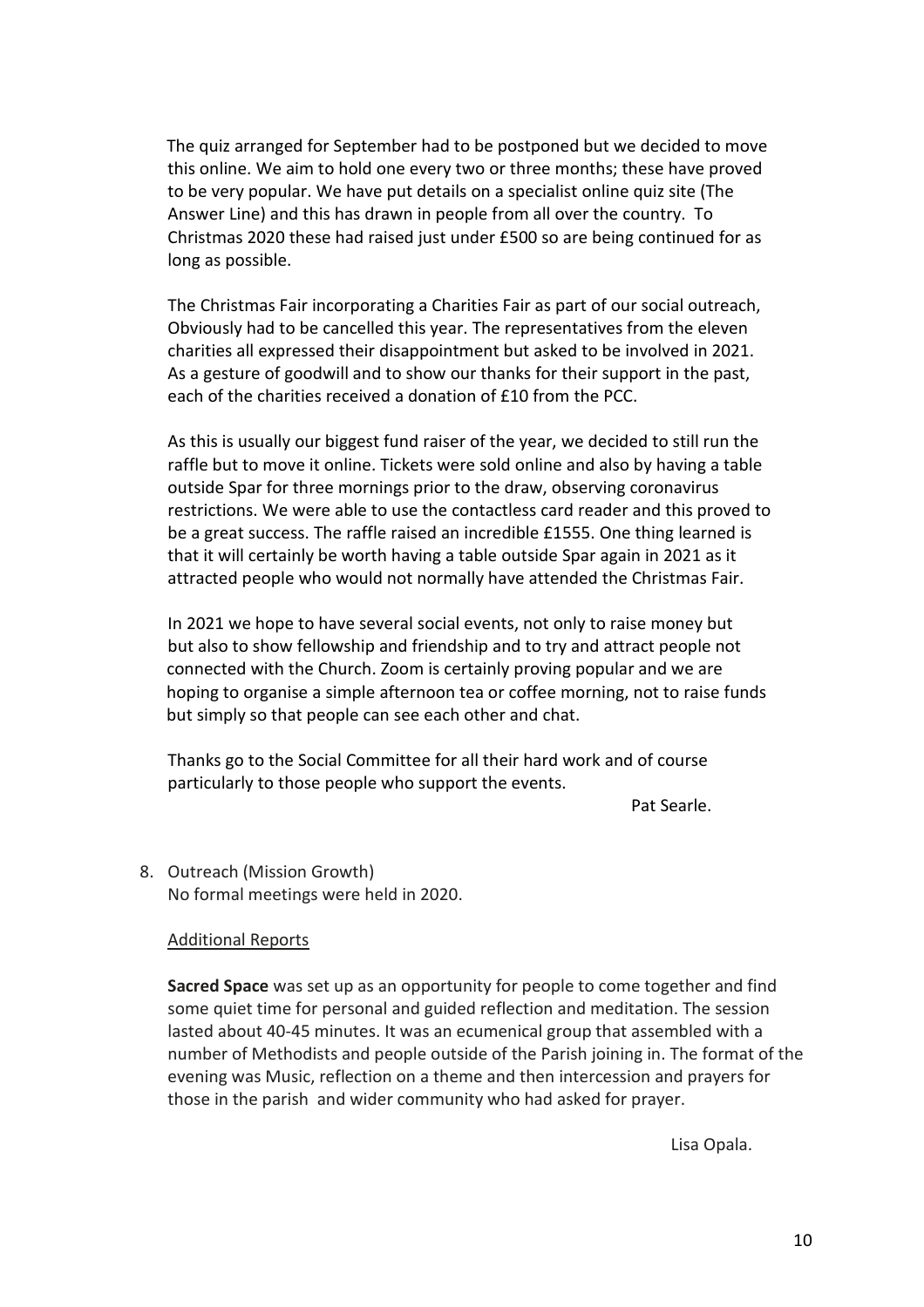The quiz arranged for September had to be postponed but we decided to move this online. We aim to hold one every two or three months; these have proved to be very popular. We have put details on a specialist online quiz site (The Answer Line) and this has drawn in people from all over the country. To Christmas 2020 these had raised just under £500 so are being continued for as long as possible.

The Christmas Fair incorporating a Charities Fair as part of our social outreach, Obviously had to be cancelled this year. The representatives from the eleven charities all expressed their disappointment but asked to be involved in 2021. As a gesture of goodwill and to show our thanks for their support in the past, each of the charities received a donation of £10 from the PCC.

As this is usually our biggest fund raiser of the year, we decided to still run the raffle but to move it online. Tickets were sold online and also by having a table outside Spar for three mornings prior to the draw, observing coronavirus restrictions. We were able to use the contactless card reader and this proved to be a great success. The raffle raised an incredible £1555. One thing learned is that it will certainly be worth having a table outside Spar again in 2021 as it attracted people who would not normally have attended the Christmas Fair.

In 2021 we hope to have several social events, not only to raise money but but also to show fellowship and friendship and to try and attract people not connected with the Church. Zoom is certainly proving popular and we are hoping to organise a simple afternoon tea or coffee morning, not to raise funds but simply so that people can see each other and chat.

Thanks go to the Social Committee for all their hard work and of course particularly to those people who support the events.

Pat Searle.

8. Outreach (Mission Growth)
   No formal meetings were held in 2020.

Additional Reports

**Sacred Space** was set up as an opportunity for people to come together and find some quiet time for personal and guided reflection and meditation. The session lasted about 40-45 minutes. It was an ecumenical group that assembled with a number of Methodists and people outside of the Parish joining in. The format of the evening was Music, reflection on a theme and then intercession and prayers for those in the parish and wider community who had asked for prayer.

Lisa Opala.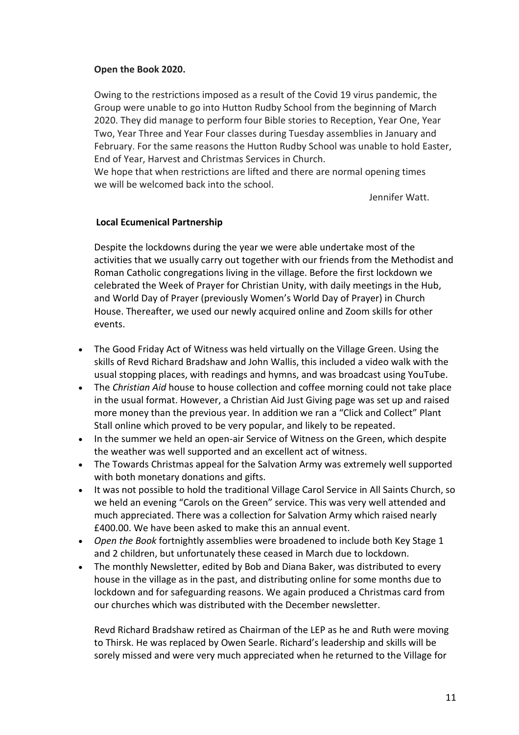**Open the Book 2020.**

Owing to the restrictions imposed as a result of the Covid 19 virus pandemic, the Group were unable to go into Hutton Rudby School from the beginning of March 2020. They did manage to perform four Bible stories to Reception, Year One, Year Two, Year Three and Year Four classes during Tuesday assemblies in January and February. For the same reasons the Hutton Rudby School was unable to hold Easter, End of Year, Harvest and Christmas Services in Church.
We hope that when restrictions are lifted and there are normal opening times we will be welcomed back into the school.

Jennifer Watt.

**Local Ecumenical Partnership**

Despite the lockdowns during the year we were able undertake most of the activities that we usually carry out together with our friends from the Methodist and Roman Catholic congregations living in the village. Before the first lockdown we celebrated the Week of Prayer for Christian Unity, with daily meetings in the Hub, and World Day of Prayer (previously Women's World Day of Prayer) in Church House. Thereafter, we used our newly acquired online and Zoom skills for other events.

- The Good Friday Act of Witness was held virtually on the Village Green. Using the skills of Revd Richard Bradshaw and John Wallis, this included a video walk with the usual stopping places, with readings and hymns, and was broadcast using YouTube.
- The *Christian Aid* house to house collection and coffee morning could not take place in the usual format. However, a Christian Aid Just Giving page was set up and raised more money than the previous year. In addition we ran a "Click and Collect" Plant Stall online which proved to be very popular, and likely to be repeated.
- In the summer we held an open-air Service of Witness on the Green, which despite the weather was well supported and an excellent act of witness.
- The Towards Christmas appeal for the Salvation Army was extremely well supported with both monetary donations and gifts.
- It was not possible to hold the traditional Village Carol Service in All Saints Church, so we held an evening "Carols on the Green" service. This was very well attended and much appreciated. There was a collection for Salvation Army which raised nearly £400.00. We have been asked to make this an annual event.
- *Open the Book* fortnightly assemblies were broadened to include both Key Stage 1 and 2 children, but unfortunately these ceased in March due to lockdown.
- The monthly Newsletter, edited by Bob and Diana Baker, was distributed to every house in the village as in the past, and distributing online for some months due to lockdown and for safeguarding reasons. We again produced a Christmas card from our churches which was distributed with the December newsletter.

Revd Richard Bradshaw retired as Chairman of the LEP as he and Ruth were moving to Thirsk. He was replaced by Owen Searle. Richard's leadership and skills will be sorely missed and were very much appreciated when he returned to the Village for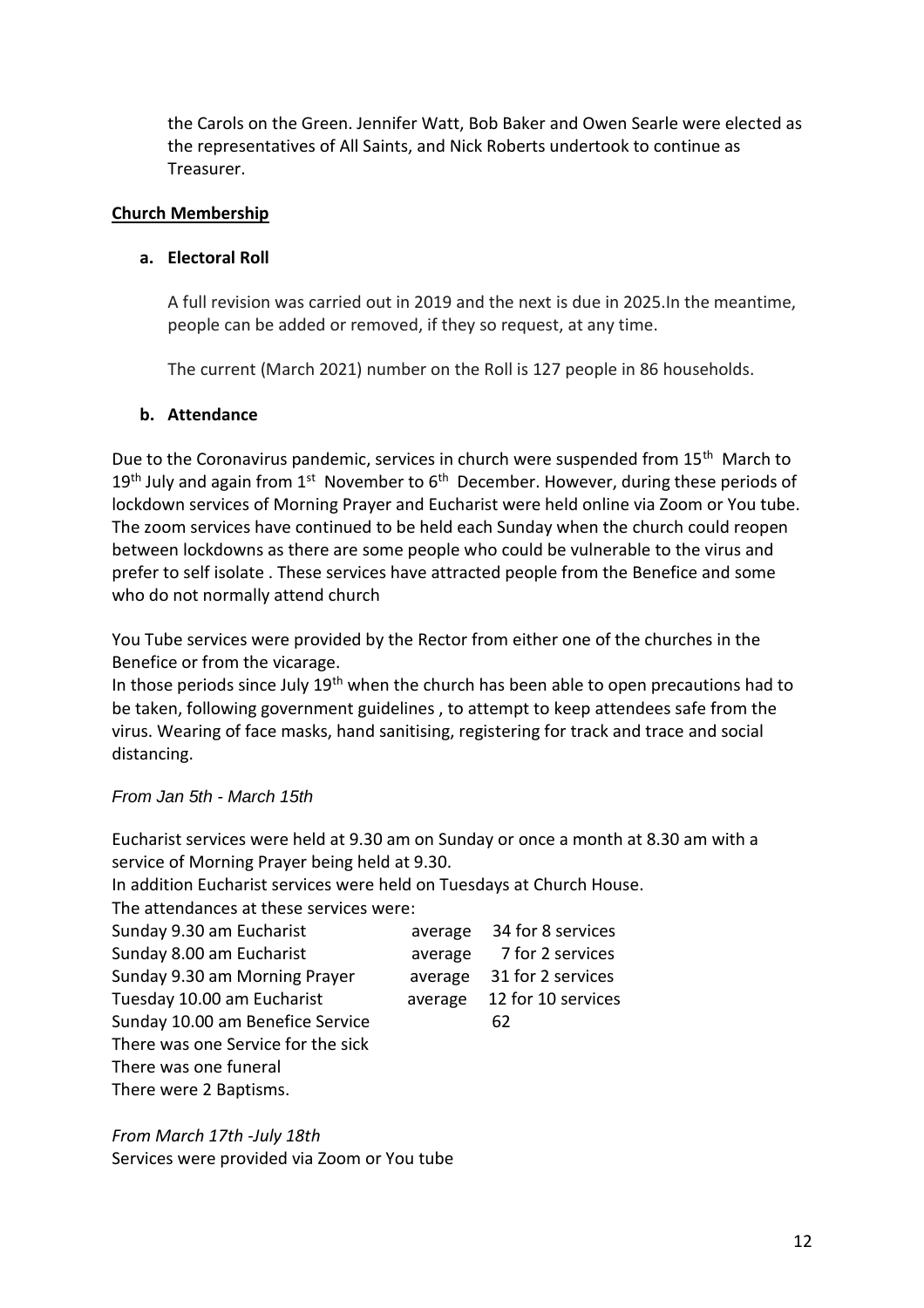the Carols on the Green. Jennifer Watt, Bob Baker and Owen Searle were elected as the representatives of All Saints, and Nick Roberts undertook to continue as Treasurer.

**Church Membership**

**a. Electoral Roll**

A full revision was carried out in 2019 and the next is due in 2025.In the meantime, people can be added or removed, if they so request, at any time.

The current (March 2021) number on the Roll is 127 people in 86 households.

**b. Attendance**

Due to the Coronavirus pandemic, services in church were suspended from 15th March to 19th July and again from 1st November to 6th December. However, during these periods of lockdown services of Morning Prayer and Eucharist were held online via Zoom or You tube. The zoom services have continued to be held each Sunday when the church could reopen between lockdowns as there are some people who could be vulnerable to the virus and prefer to self isolate . These services have attracted people from the Benefice and some who do not normally attend church

You Tube services were provided by the Rector from either one of the churches in the Benefice or from the vicarage.
In those periods since July 19th when the church has been able to open precautions had to be taken, following government guidelines , to attempt to keep attendees safe from the virus. Wearing of face masks, hand sanitising, registering for track and trace and social distancing.

*From Jan 5th - March 15th*

Eucharist services were held at 9.30 am on Sunday or once a month at 8.30 am with a service of Morning Prayer being held at 9.30.
In addition Eucharist services were held on Tuesdays at Church House.
The attendances at these services were:

| | | |
|---|---|---|
| Sunday 9.30 am Eucharist | average | 34 for 8 services |
| Sunday 8.00 am Eucharist | average | 7 for 2 services |
| Sunday 9.30 am Morning Prayer | average | 31 for 2 services |
| Tuesday 10.00 am Eucharist | average | 12 for 10 services |
| Sunday 10.00 am Benefice Service | | 62 |

There was one Service for the sick
There was one funeral
There were 2 Baptisms.

*From March 17th -July 18th*
Services were provided via Zoom or You tube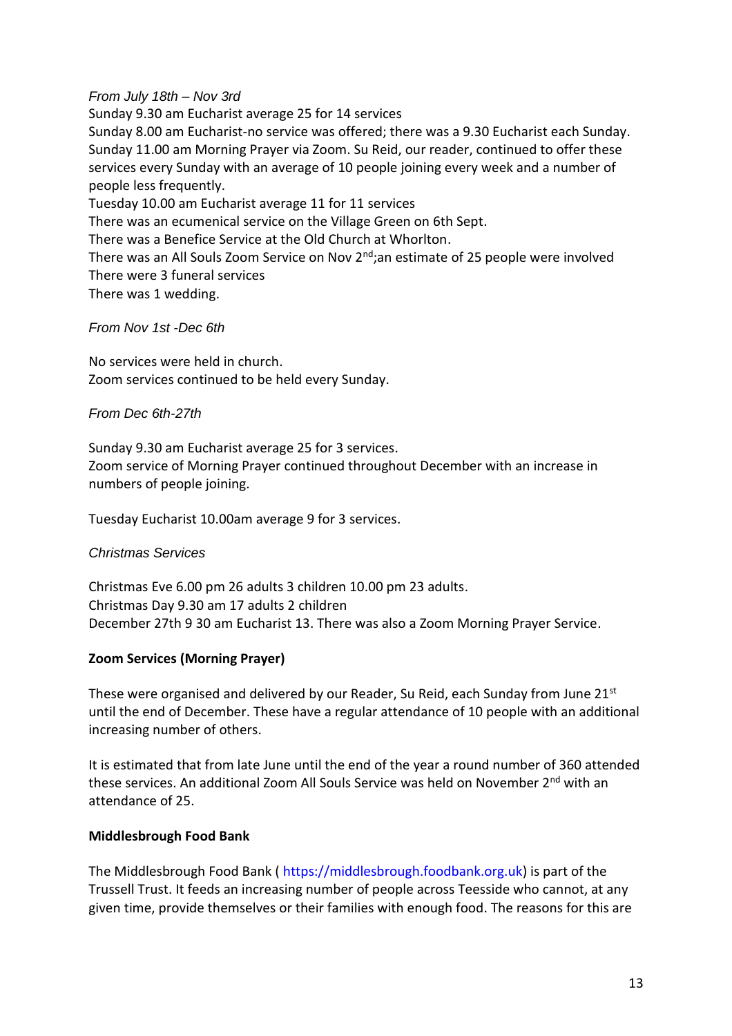*From July 18th – Nov 3rd*

Sunday 9.30 am Eucharist average 25 for 14 services
Sunday 8.00 am Eucharist-no service was offered; there was a 9.30 Eucharist each Sunday.
Sunday 11.00 am Morning Prayer via Zoom. Su Reid, our reader, continued to offer these services every Sunday with an average of 10 people joining every week and a number of people less frequently.
Tuesday 10.00 am Eucharist average 11 for 11 services
There was an ecumenical service on the Village Green on 6th Sept.
There was a Benefice Service at the Old Church at Whorlton.
There was an All Souls Zoom Service on Nov 2nd;an estimate of 25 people were involved
There were 3 funeral services
There was 1 wedding.

*From Nov 1st -Dec 6th*

No services were held in church.
Zoom services continued to be held every Sunday.

*From Dec 6th-27th*

Sunday 9.30 am Eucharist average 25 for 3 services.
Zoom service of Morning Prayer continued throughout December with an increase in numbers of people joining.

Tuesday Eucharist 10.00am average 9 for 3 services.

*Christmas Services*

Christmas Eve 6.00 pm 26 adults 3 children 10.00 pm 23 adults.
Christmas Day 9.30 am 17 adults 2 children
December 27th 9 30 am Eucharist 13. There was also a Zoom Morning Prayer Service.

**Zoom Services (Morning Prayer)**

These were organised and delivered by our Reader, Su Reid, each Sunday from June 21st until the end of December. These have a regular attendance of 10 people with an additional increasing number of others.

It is estimated that from late June until the end of the year a round number of 360 attended these services. An additional Zoom All Souls Service was held on November 2nd with an attendance of 25.

**Middlesbrough Food Bank**

The Middlesbrough Food Bank ( https://middlesbrough.foodbank.org.uk) is part of the Trussell Trust. It feeds an increasing number of people across Teesside who cannot, at any given time, provide themselves or their families with enough food. The reasons for this are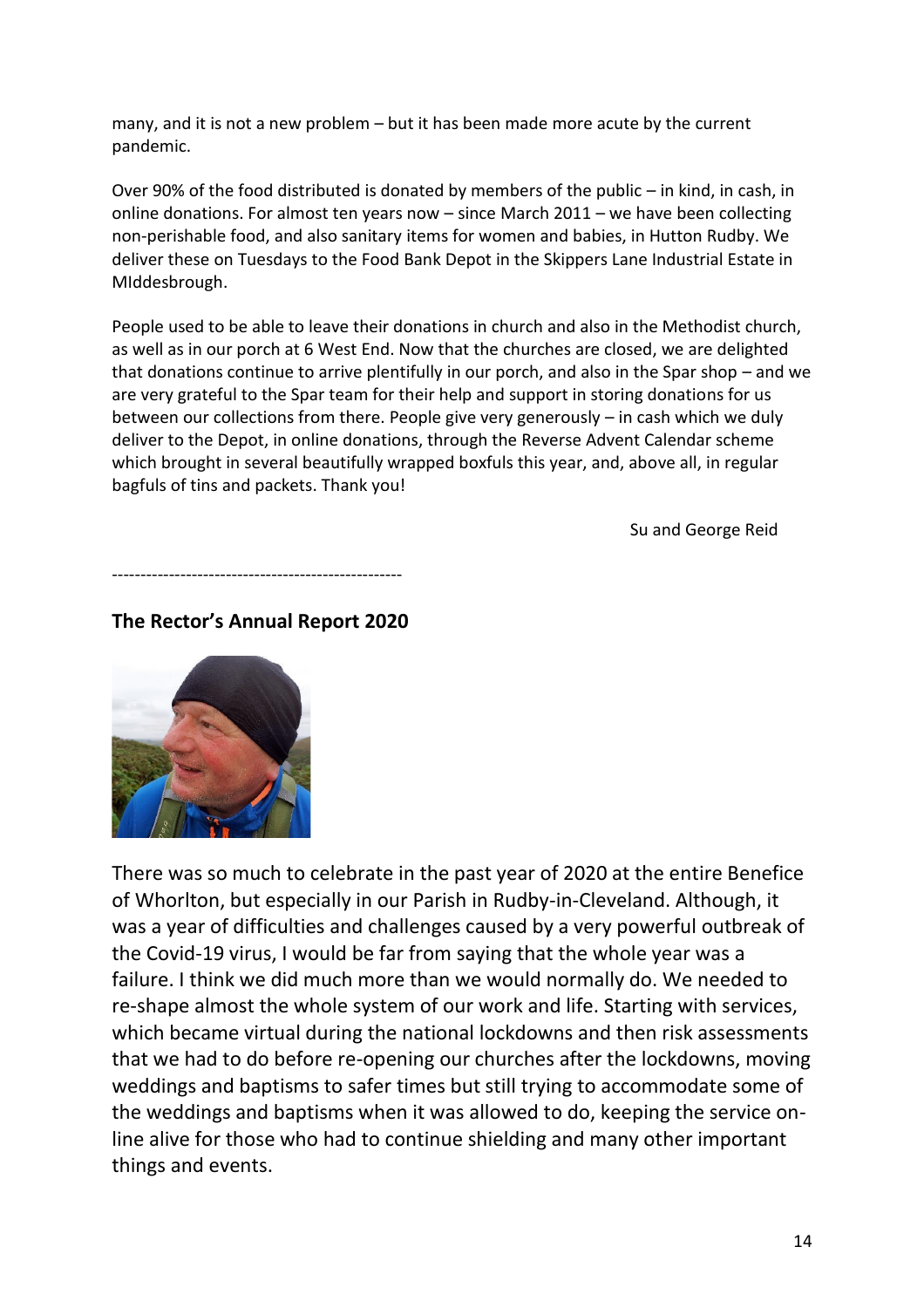many, and it is not a new problem – but it has been made more acute by the current pandemic.

Over 90% of the food distributed is donated by members of the public – in kind, in cash, in online donations. For almost ten years now – since March 2011 – we have been collecting non-perishable food, and also sanitary items for women and babies, in Hutton Rudby. We deliver these on Tuesdays to the Food Bank Depot in the Skippers Lane Industrial Estate in MIddesbrough.

People used to be able to leave their donations in church and also in the Methodist church, as well as in our porch at 6 West End. Now that the churches are closed, we are delighted that donations continue to arrive plentifully in our porch, and also in the Spar shop – and we are very grateful to the Spar team for their help and support in storing donations for us between our collections from there. People give very generously – in cash which we duly deliver to the Depot, in online donations, through the Reverse Advent Calendar scheme which brought in several beautifully wrapped boxfuls this year, and, above all, in regular bagfuls of tins and packets. Thank you!

Su and George Reid

---------------------------------------------------

## The Rector's Annual Report 2020

There was so much to celebrate in the past year of 2020 at the entire Benefice of Whorlton, but especially in our Parish in Rudby-in-Cleveland. Although, it was a year of difficulties and challenges caused by a very powerful outbreak of the Covid-19 virus, I would be far from saying that the whole year was a failure. I think we did much more than we would normally do. We needed to re-shape almost the whole system of our work and life. Starting with services, which became virtual during the national lockdowns and then risk assessments that we had to do before re-opening our churches after the lockdowns, moving weddings and baptisms to safer times but still trying to accommodate some of the weddings and baptisms when it was allowed to do, keeping the service on-line alive for those who had to continue shielding and many other important things and events.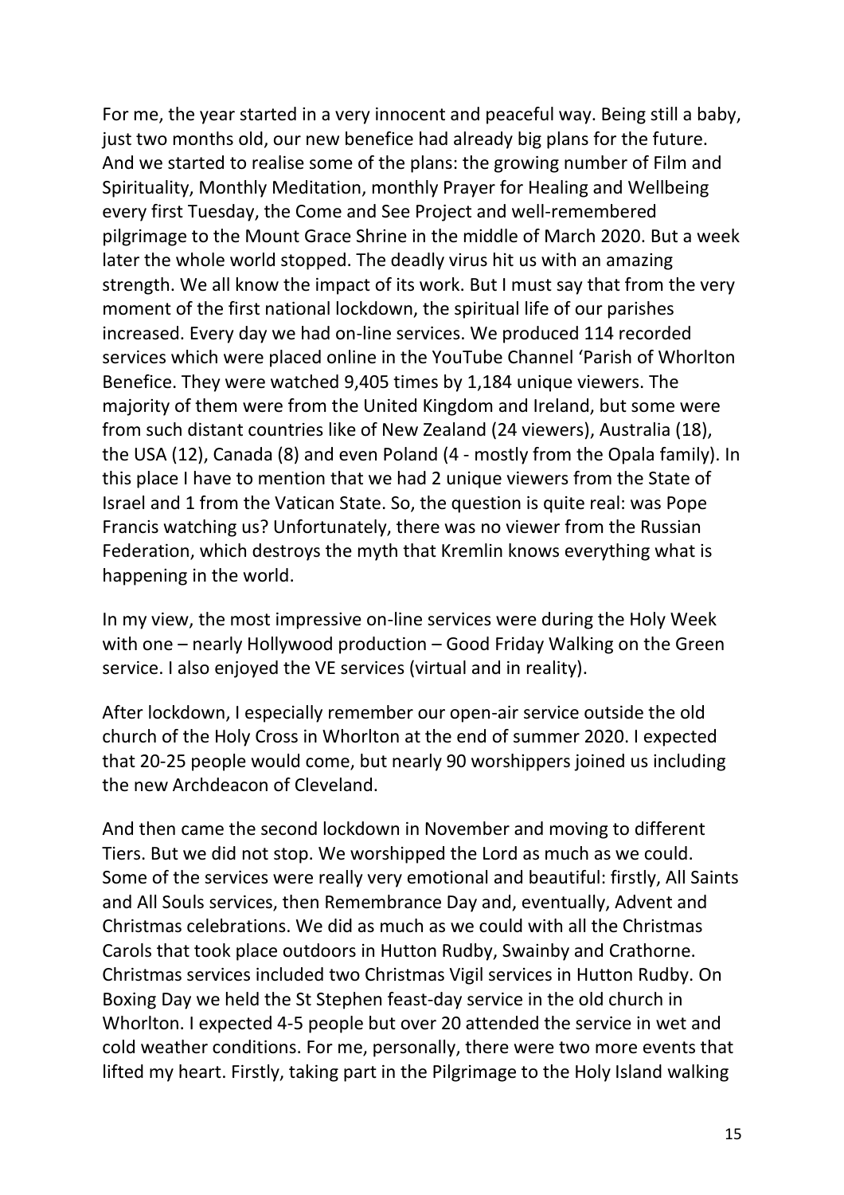For me, the year started in a very innocent and peaceful way. Being still a baby, just two months old, our new benefice had already big plans for the future. And we started to realise some of the plans: the growing number of Film and Spirituality, Monthly Meditation, monthly Prayer for Healing and Wellbeing every first Tuesday, the Come and See Project and well-remembered pilgrimage to the Mount Grace Shrine in the middle of March 2020. But a week later the whole world stopped. The deadly virus hit us with an amazing strength. We all know the impact of its work. But I must say that from the very moment of the first national lockdown, the spiritual life of our parishes increased. Every day we had on-line services. We produced 114 recorded services which were placed online in the YouTube Channel 'Parish of Whorlton Benefice. They were watched 9,405 times by 1,184 unique viewers. The majority of them were from the United Kingdom and Ireland, but some were from such distant countries like of New Zealand (24 viewers), Australia (18), the USA (12), Canada (8) and even Poland (4 - mostly from the Opala family). In this place I have to mention that we had 2 unique viewers from the State of Israel and 1 from the Vatican State. So, the question is quite real: was Pope Francis watching us? Unfortunately, there was no viewer from the Russian Federation, which destroys the myth that Kremlin knows everything what is happening in the world.

In my view, the most impressive on-line services were during the Holy Week with one – nearly Hollywood production – Good Friday Walking on the Green service. I also enjoyed the VE services (virtual and in reality).

After lockdown, I especially remember our open-air service outside the old church of the Holy Cross in Whorlton at the end of summer 2020. I expected that 20-25 people would come, but nearly 90 worshippers joined us including the new Archdeacon of Cleveland.

And then came the second lockdown in November and moving to different Tiers. But we did not stop. We worshipped the Lord as much as we could. Some of the services were really very emotional and beautiful: firstly, All Saints and All Souls services, then Remembrance Day and, eventually, Advent and Christmas celebrations. We did as much as we could with all the Christmas Carols that took place outdoors in Hutton Rudby, Swainby and Crathorne. Christmas services included two Christmas Vigil services in Hutton Rudby. On Boxing Day we held the St Stephen feast-day service in the old church in Whorlton. I expected 4-5 people but over 20 attended the service in wet and cold weather conditions. For me, personally, there were two more events that lifted my heart. Firstly, taking part in the Pilgrimage to the Holy Island walking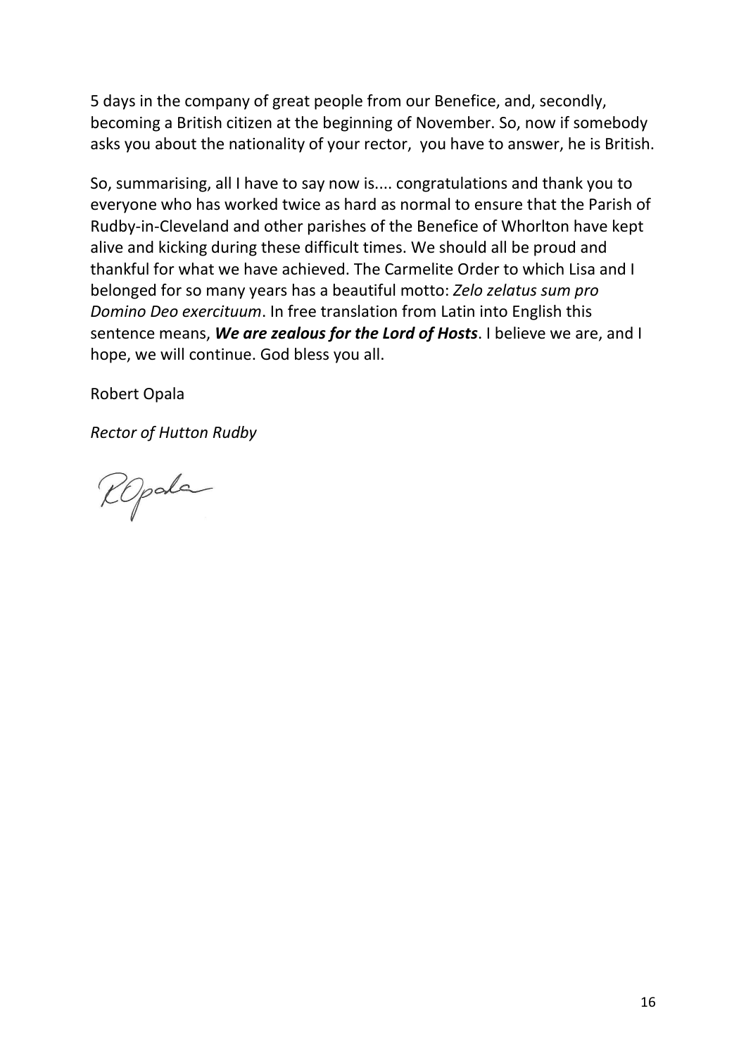5 days in the company of great people from our Benefice, and, secondly, becoming a British citizen at the beginning of November. So, now if somebody asks you about the nationality of your rector,  you have to answer, he is British.

So, summarising, all I have to say now is.... congratulations and thank you to everyone who has worked twice as hard as normal to ensure that the Parish of Rudby-in-Cleveland and other parishes of the Benefice of Whorlton have kept alive and kicking during these difficult times. We should all be proud and thankful for what we have achieved. The Carmelite Order to which Lisa and I belonged for so many years has a beautiful motto: *Zelo zelatus sum pro Domino Deo exercituum*. In free translation from Latin into English this sentence means, ***We are zealous for the Lord of Hosts***. I believe we are, and I hope, we will continue. God bless you all.

Robert Opala

*Rector of Hutton Rudby*

ROpala